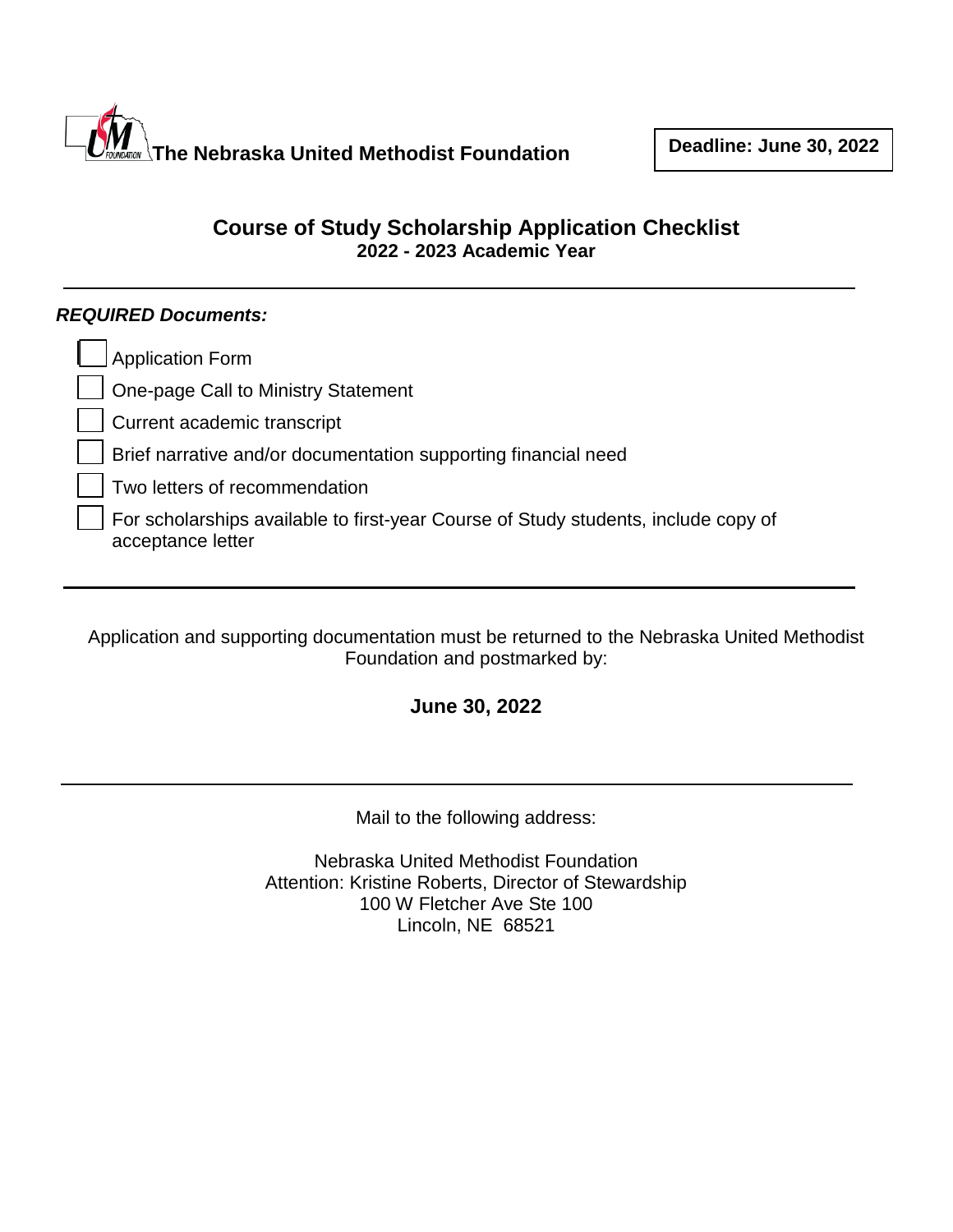**The Nebraska United Methodist Foundation**

**Deadline: June 30, 2022**

# Course of Study Scholarship Application Checklist

## 2022 - 2023 Academic Year

---

***REQUIRED Documents:***

- [ ] Application Form
- [ ] One-page Call to Ministry Statement
- [ ] Current academic transcript
- [ ] Brief narrative and/or documentation supporting financial need
- [ ] Two letters of recommendation
- [ ] For scholarships available to first-year Course of Study students, include copy of acceptance letter

---

Application and supporting documentation must be returned to the Nebraska United Methodist Foundation and postmarked by:

**June 30, 2022**

---

Mail to the following address:

Nebraska United Methodist Foundation
Attention: Kristine Roberts, Director of Stewardship
100 W Fletcher Ave Ste 100
Lincoln, NE 68521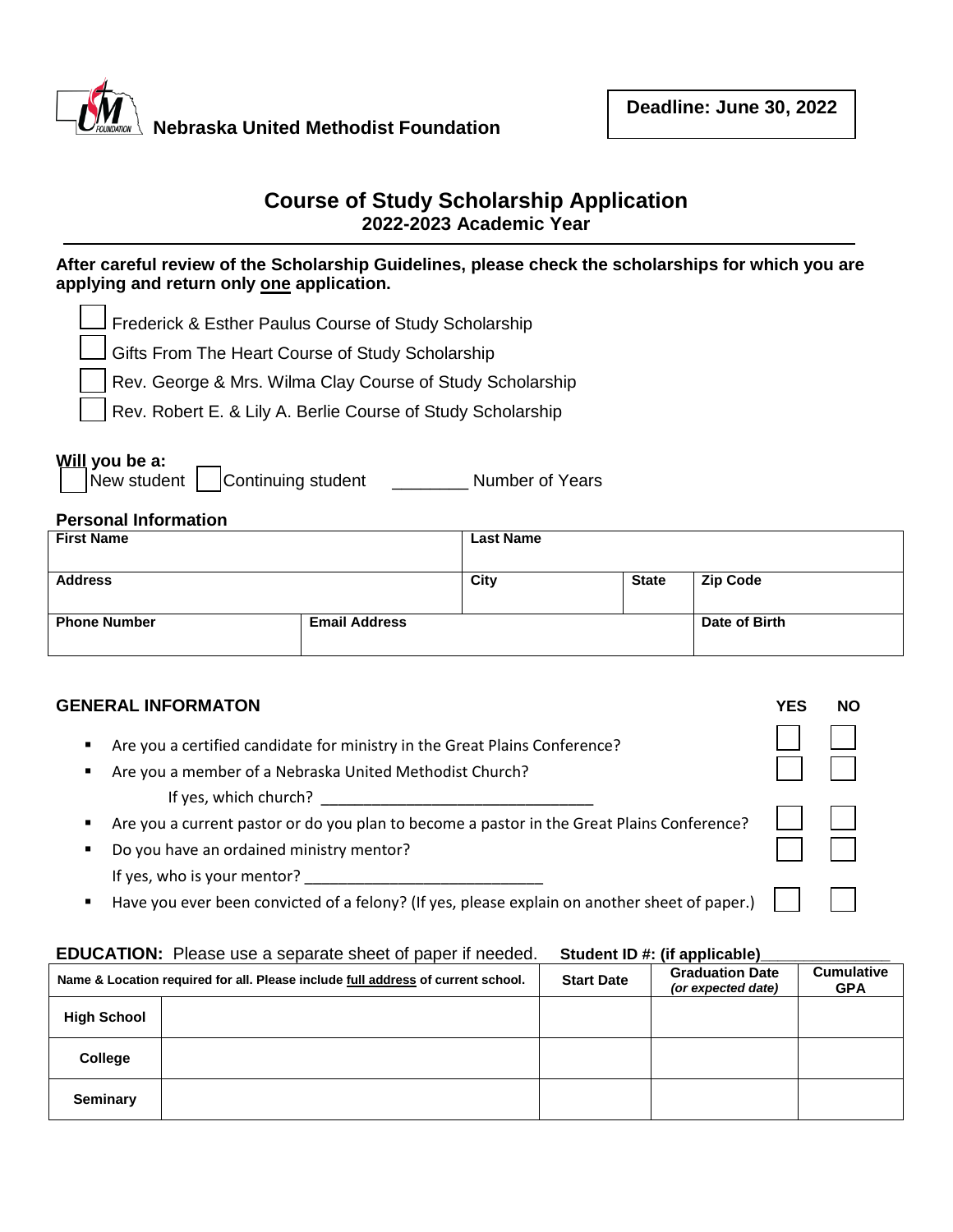Nebraska United Methodist Foundation

**Deadline: June 30, 2022**

# Course of Study Scholarship Application

## 2022-2023 Academic Year

**After careful review of the Scholarship Guidelines, please check the scholarships for which you are applying and return only <u>one</u> application.**

- ☐ Frederick & Esther Paulus Course of Study Scholarship
- ☐ Gifts From The Heart Course of Study Scholarship
- ☐ Rev. George & Mrs. Wilma Clay Course of Study Scholarship
- ☐ Rev. Robert E. & Lily A. Berlie Course of Study Scholarship

**Will you be a:**

☐ New student ☐ Continuing student ________ Number of Years

### Personal Information

| First Name | | Last Name | | |
|---|---|---|---|---|
| **Address** | | **City** | **State** | **Zip Code** |
| **Phone Number** | **Email Address** | | | **Date of Birth** |

### GENERAL INFORMATON

| | YES | NO |
|---|---|---|
| Are you a certified candidate for ministry in the Great Plains Conference? | ☐ | ☐ |
| Are you a member of a Nebraska United Methodist Church? If yes, which church? ________________________________ | ☐ | ☐ |
| Are you a current pastor or do you plan to become a pastor in the Great Plains Conference? | ☐ | ☐ |
| Do you have an ordained ministry mentor? If yes, who is your mentor? ____________________________ | ☐ | ☐ |
| Have you ever been convicted of a felony? (If yes, please explain on another sheet of paper.) | ☐ | ☐ |

**EDUCATION:** Please use a separate sheet of paper if needed. **Student ID #: (if applicable)**______________

| Name & Location required for all. Please include <u>full address</u> of current school. | | Start Date | Graduation Date *(or expected date)* | Cumulative GPA |
|---|---|---|---|---|
| **High School** | | | | |
| **College** | | | | |
| **Seminary** | | | | |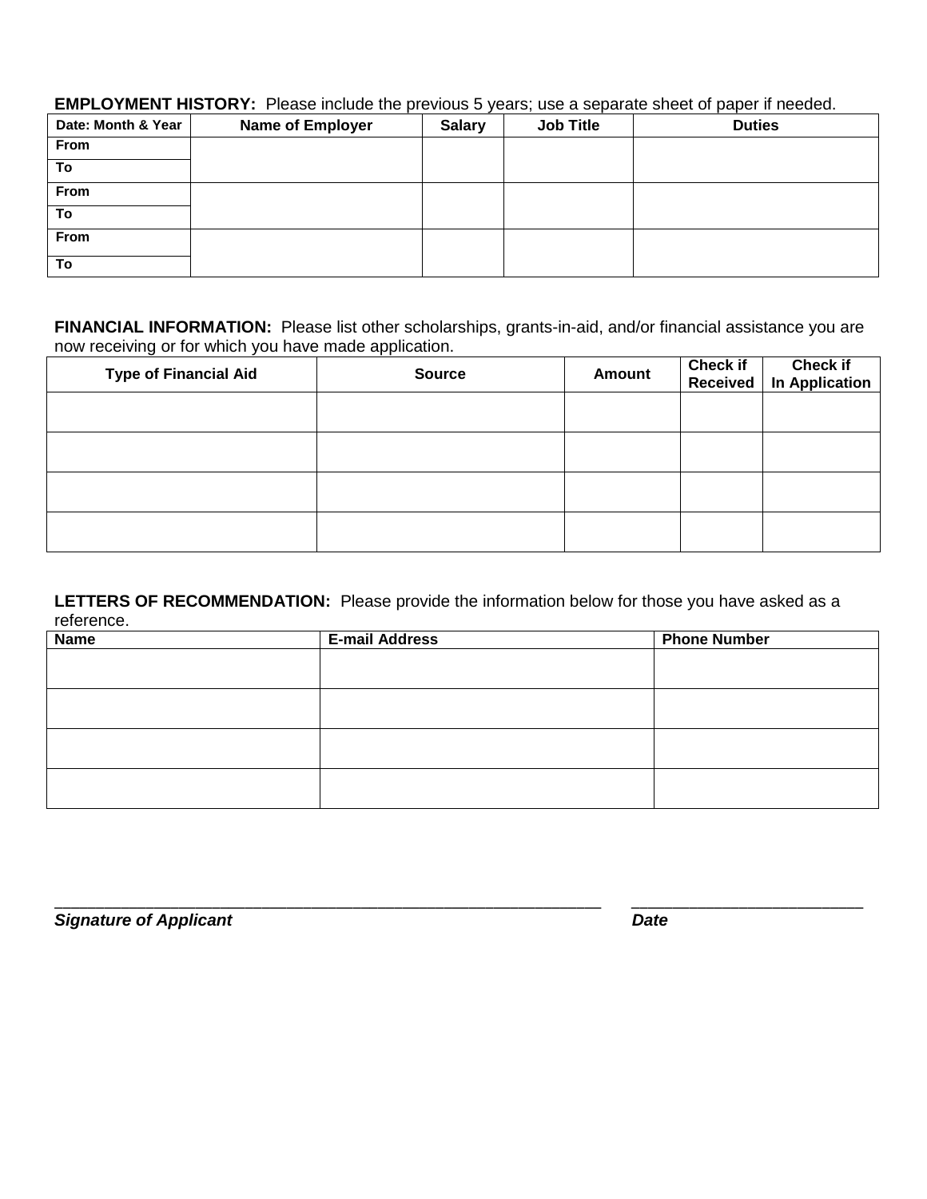**EMPLOYMENT HISTORY:** Please include the previous 5 years; use a separate sheet of paper if needed.

| Date: Month & Year | Name of Employer | Salary | Job Title | Duties |
|---|---|---|---|---|
| From | | | | |
| To | | | | |
| From | | | | |
| To | | | | |
| From | | | | |
| To | | | | |

**FINANCIAL INFORMATION:** Please list other scholarships, grants-in-aid, and/or financial assistance you are now receiving or for which you have made application.

| Type of Financial Aid | Source | Amount | Check if Received | Check if In Application |
|---|---|---|---|---|
| | | | | |
| | | | | |
| | | | | |
| | | | | |

**LETTERS OF RECOMMENDATION:** Please provide the information below for those you have asked as a reference.

| Name | E-mail Address | Phone Number |
|---|---|---|
| | | |
| | | |
| | | |
| | | |

_______________________________________________________________ _________________________

***Signature of Applicant*** ***Date***